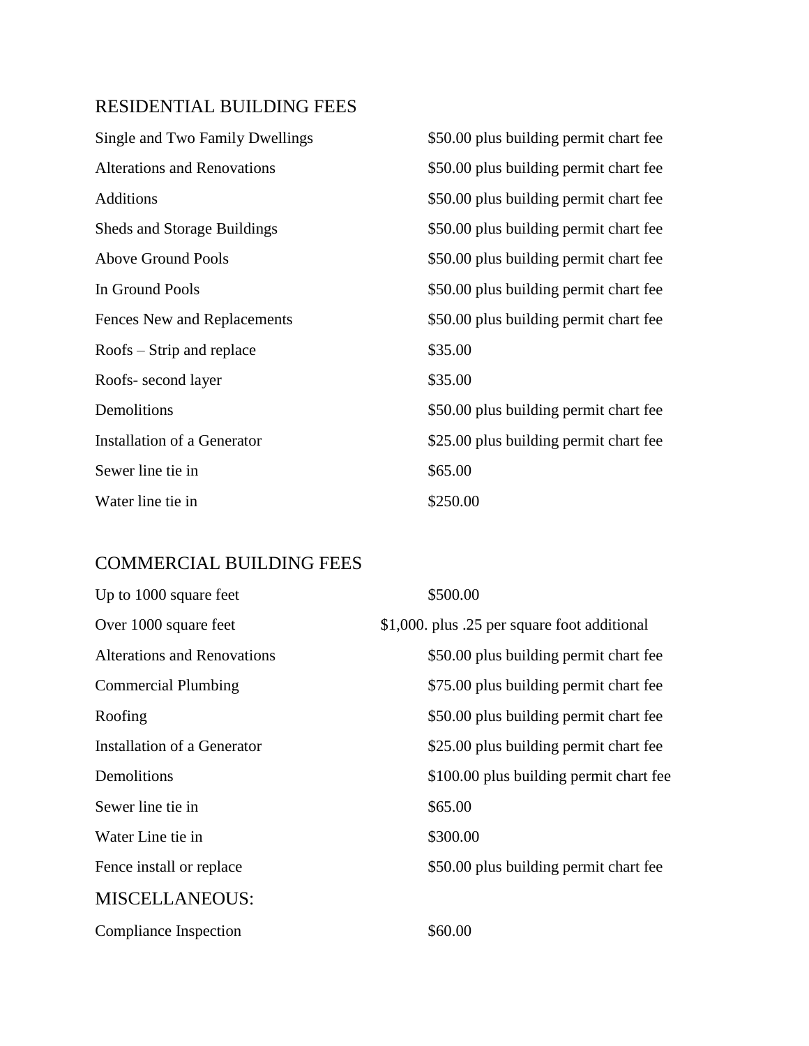## RESIDENTIAL BUILDING FEES

| | |
|---|---|
| Single and Two Family Dwellings | $50.00 plus building permit chart fee |
| Alterations and Renovations | $50.00 plus building permit chart fee |
| Additions | $50.00 plus building permit chart fee |
| Sheds and Storage Buildings | $50.00 plus building permit chart fee |
| Above Ground Pools | $50.00 plus building permit chart fee |
| In Ground Pools | $50.00 plus building permit chart fee |
| Fences New and Replacements | $50.00 plus building permit chart fee |
| Roofs – Strip and replace | $35.00 |
| Roofs- second layer | $35.00 |
| Demolitions | $50.00 plus building permit chart fee |
| Installation of a Generator | $25.00 plus building permit chart fee |
| Sewer line tie in | $65.00 |
| Water line tie in | $250.00 |

## COMMERCIAL BUILDING FEES

| | |
|---|---|
| Up to 1000 square feet | $500.00 |
| Over 1000 square feet | $1,000. plus .25 per square foot additional |
| Alterations and Renovations | $50.00 plus building permit chart fee |
| Commercial Plumbing | $75.00 plus building permit chart fee |
| Roofing | $50.00 plus building permit chart fee |
| Installation of a Generator | $25.00 plus building permit chart fee |
| Demolitions | $100.00 plus building permit chart fee |
| Sewer line tie in | $65.00 |
| Water Line tie in | $300.00 |
| Fence install or replace | $50.00 plus building permit chart fee |

## MISCELLANEOUS:

| | |
|---|---|
| Compliance Inspection | $60.00 |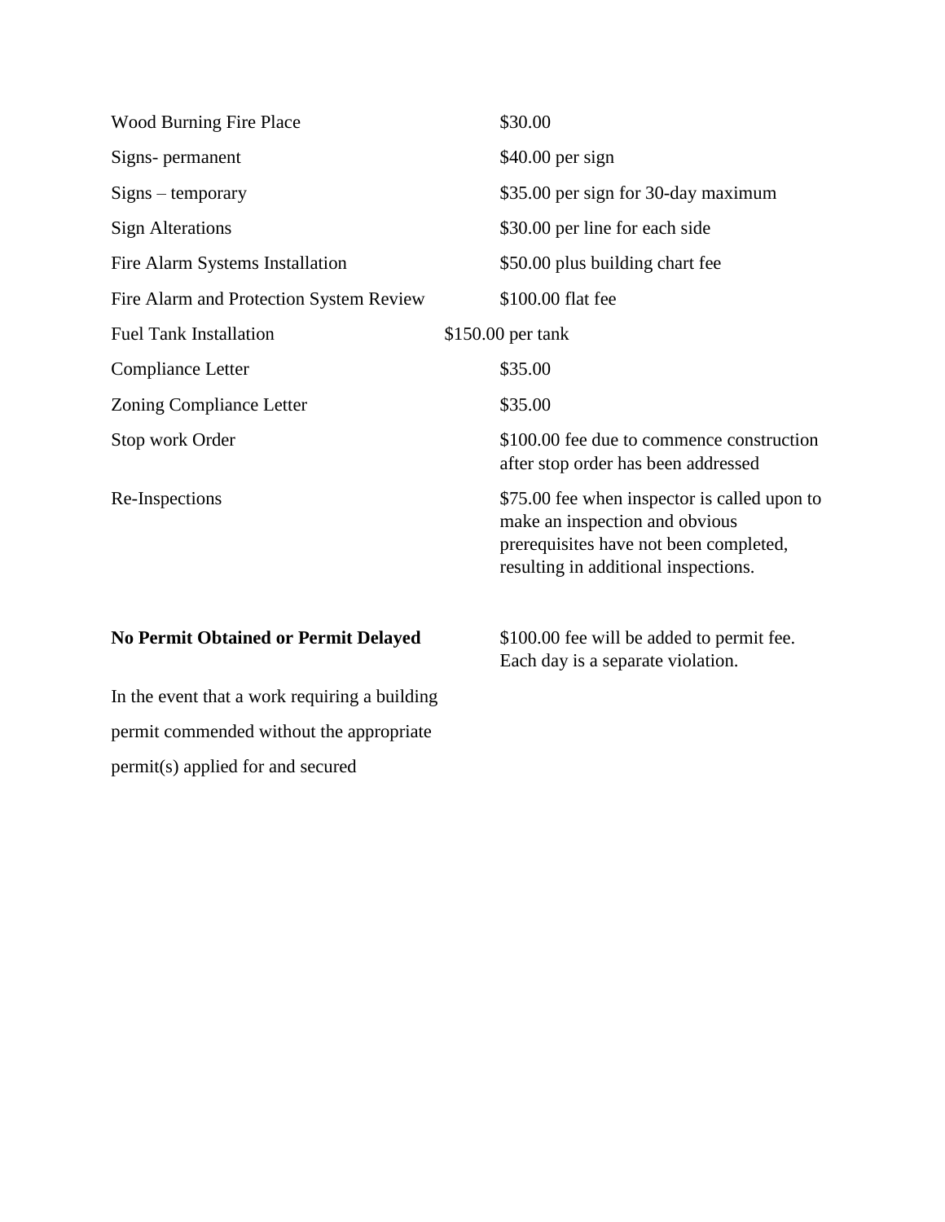| | |
|---|---|
| Wood Burning Fire Place | $30.00 |
| Signs- permanent | $40.00 per sign |
| Signs – temporary | $35.00 per sign for 30-day maximum |
| Sign Alterations | $30.00 per line for each side |
| Fire Alarm Systems Installation | $50.00 plus building chart fee |
| Fire Alarm and Protection System Review | $100.00 flat fee |
| Fuel Tank Installation | $150.00 per tank |
| Compliance Letter | $35.00 |
| Zoning Compliance Letter | $35.00 |
| Stop work Order | $100.00 fee due to commence construction after stop order has been addressed |
| Re-Inspections | $75.00 fee when inspector is called upon to make an inspection and obvious prerequisites have not been completed, resulting in additional inspections. |
| **No Permit Obtained or Permit Delayed** | $100.00 fee will be added to permit fee. Each day is a separate violation. |

In the event that a work requiring a building permit commended without the appropriate permit(s) applied for and secured